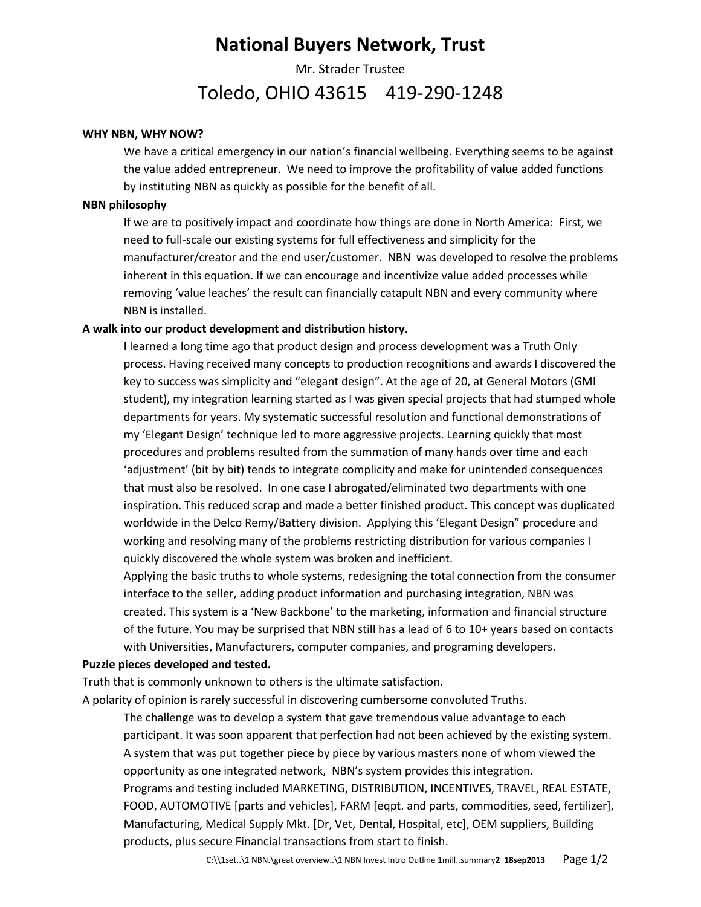# National Buyers Network, Trust

Mr. Strader Trustee

## Toledo, OHIO 43615 419-290-1248

**WHY NBN, WHY NOW?**

We have a critical emergency in our nation's financial wellbeing. Everything seems to be against the value added entrepreneur. We need to improve the profitability of value added functions by instituting NBN as quickly as possible for the benefit of all.

**NBN philosophy**

If we are to positively impact and coordinate how things are done in North America: First, we need to full-scale our existing systems for full effectiveness and simplicity for the manufacturer/creator and the end user/customer. NBN was developed to resolve the problems inherent in this equation. If we can encourage and incentivize value added processes while removing 'value leaches' the result can financially catapult NBN and every community where NBN is installed.

**A walk into our product development and distribution history.**

I learned a long time ago that product design and process development was a Truth Only process. Having received many concepts to production recognitions and awards I discovered the key to success was simplicity and "elegant design". At the age of 20, at General Motors (GMI student), my integration learning started as I was given special projects that had stumped whole departments for years. My systematic successful resolution and functional demonstrations of my 'Elegant Design' technique led to more aggressive projects. Learning quickly that most procedures and problems resulted from the summation of many hands over time and each 'adjustment' (bit by bit) tends to integrate complicity and make for unintended consequences that must also be resolved. In one case I abrogated/eliminated two departments with one inspiration. This reduced scrap and made a better finished product. This concept was duplicated worldwide in the Delco Remy/Battery division. Applying this 'Elegant Design" procedure and working and resolving many of the problems restricting distribution for various companies I quickly discovered the whole system was broken and inefficient.

Applying the basic truths to whole systems, redesigning the total connection from the consumer interface to the seller, adding product information and purchasing integration, NBN was created. This system is a 'New Backbone' to the marketing, information and financial structure of the future. You may be surprised that NBN still has a lead of 6 to 10+ years based on contacts with Universities, Manufacturers, computer companies, and programing developers.

**Puzzle pieces developed and tested.**

Truth that is commonly unknown to others is the ultimate satisfaction.

A polarity of opinion is rarely successful in discovering cumbersome convoluted Truths.

The challenge was to develop a system that gave tremendous value advantage to each participant. It was soon apparent that perfection had not been achieved by the existing system. A system that was put together piece by piece by various masters none of whom viewed the opportunity as one integrated network, NBN's system provides this integration.

Programs and testing included MARKETING, DISTRIBUTION, INCENTIVES, TRAVEL, REAL ESTATE, FOOD, AUTOMOTIVE [parts and vehicles], FARM [eqpt. and parts, commodities, seed, fertilizer], Manufacturing, Medical Supply Mkt. [Dr, Vet, Dental, Hospital, etc], OEM suppliers, Building products, plus secure Financial transactions from start to finish.

C:\\1set..\1 NBN.\great overview..\1 NBN Invest Intro Outline 1mill..summary**2 18sep2013**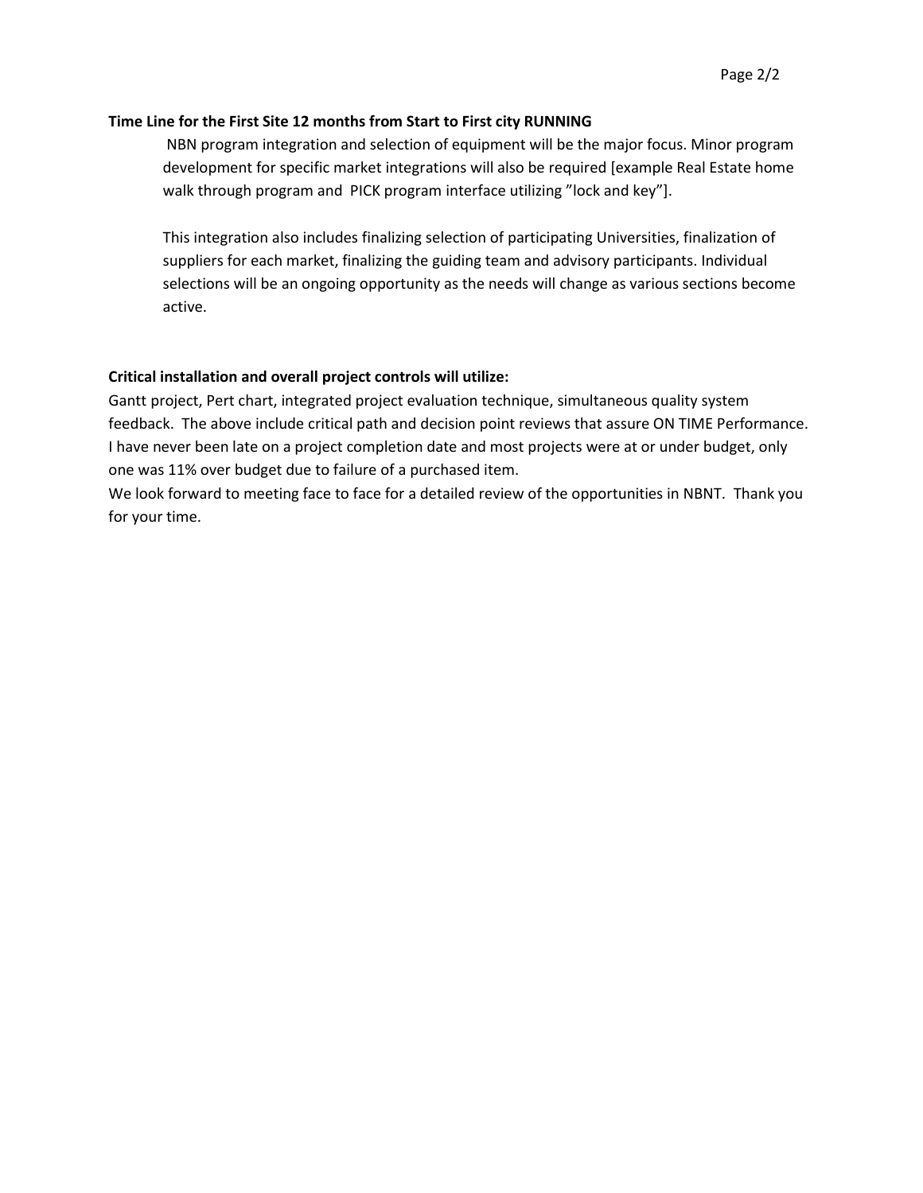**Time Line for the First Site 12 months from Start to First city RUNNING**

NBN program integration and selection of equipment will be the major focus. Minor program development for specific market integrations will also be required [example Real Estate home walk through program and PICK program interface utilizing "lock and key"].

This integration also includes finalizing selection of participating Universities, finalization of suppliers for each market, finalizing the guiding team and advisory participants. Individual selections will be an ongoing opportunity as the needs will change as various sections become active.

**Critical installation and overall project controls will utilize:**

Gantt project, Pert chart, integrated project evaluation technique, simultaneous quality system feedback. The above include critical path and decision point reviews that assure ON TIME Performance. I have never been late on a project completion date and most projects were at or under budget, only one was 11% over budget due to failure of a purchased item.

We look forward to meeting face to face for a detailed review of the opportunities in NBNT. Thank you for your time.